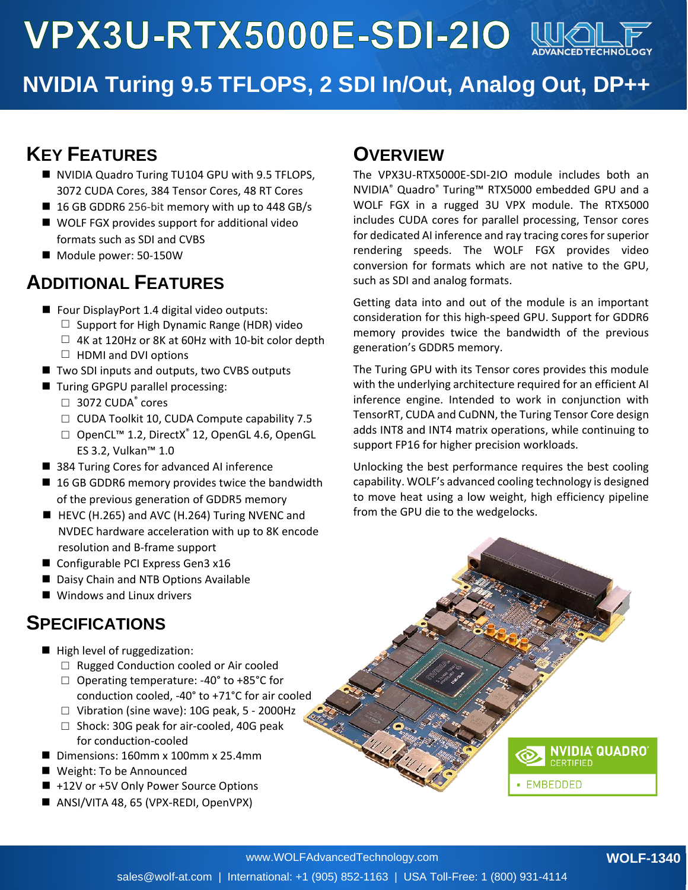# VPX3U-RTX5000E-SDI-2IO

## NVIDIA Turing 9.5 TFLOPS, 2 SDI In/Out, Analog Out, DP++

## Key Features

- NVIDIA Quadro Turing TU104 GPU with 9.5 TFLOPS, 3072 CUDA Cores, 384 Tensor Cores, 48 RT Cores
- 16 GB GDDR6 256-bit memory with up to 448 GB/s
- WOLF FGX provides support for additional video formats such as SDI and CVBS
- Module power: 50-150W

## Additional Features

- Four DisplayPort 1.4 digital video outputs:
  - Support for High Dynamic Range (HDR) video
  - 4K at 120Hz or 8K at 60Hz with 10-bit color depth
  - HDMI and DVI options
- Two SDI inputs and outputs, two CVBS outputs
- Turing GPGPU parallel processing:
  - 3072 CUDA® cores
  - CUDA Toolkit 10, CUDA Compute capability 7.5
  - OpenCL™ 1.2, DirectX® 12, OpenGL 4.6, OpenGL ES 3.2, Vulkan™ 1.0
- 384 Turing Cores for advanced AI inference
- 16 GB GDDR6 memory provides twice the bandwidth of the previous generation of GDDR5 memory
- HEVC (H.265) and AVC (H.264) Turing NVENC and NVDEC hardware acceleration with up to 8K encode resolution and B-frame support
- Configurable PCI Express Gen3 x16
- Daisy Chain and NTB Options Available
- Windows and Linux drivers

## Specifications

- High level of ruggedization:
  - Rugged Conduction cooled or Air cooled
  - Operating temperature: -40° to +85°C for conduction cooled, -40° to +71°C for air cooled
  - Vibration (sine wave): 10G peak, 5 - 2000Hz
  - Shock: 30G peak for air-cooled, 40G peak for conduction-cooled
- Dimensions: 160mm x 100mm x 25.4mm
- Weight: To be Announced
- +12V or +5V Only Power Source Options
- ANSI/VITA 48, 65 (VPX-REDI, OpenVPX)

## Overview

The VPX3U-RTX5000E-SDI-2IO module includes both an NVIDIA® Quadro® Turing™ RTX5000 embedded GPU and a WOLF FGX in a rugged 3U VPX module. The RTX5000 includes CUDA cores for parallel processing, Tensor cores for dedicated AI inference and ray tracing cores for superior rendering speeds. The WOLF FGX provides video conversion for formats which are not native to the GPU, such as SDI and analog formats.

Getting data into and out of the module is an important consideration for this high-speed GPU. Support for GDDR6 memory provides twice the bandwidth of the previous generation's GDDR5 memory.

The Turing GPU with its Tensor cores provides this module with the underlying architecture required for an efficient AI inference engine. Intended to work in conjunction with TensorRT, CUDA and CuDNN, the Turing Tensor Core design adds INT8 and INT4 matrix operations, while continuing to support FP16 for higher precision workloads.

Unlocking the best performance requires the best cooling capability. WOLF's advanced cooling technology is designed to move heat using a low weight, high efficiency pipeline from the GPU die to the wedgelocks.

NVIDIA® QUADRO® CERTIFIED
▪ EMBEDDED

www.WOLFAdvancedTechnology.com

sales@wolf-at.com | International: +1 (905) 852-1163 | USA Toll-Free: 1 (800) 931-4114

WOLF-1340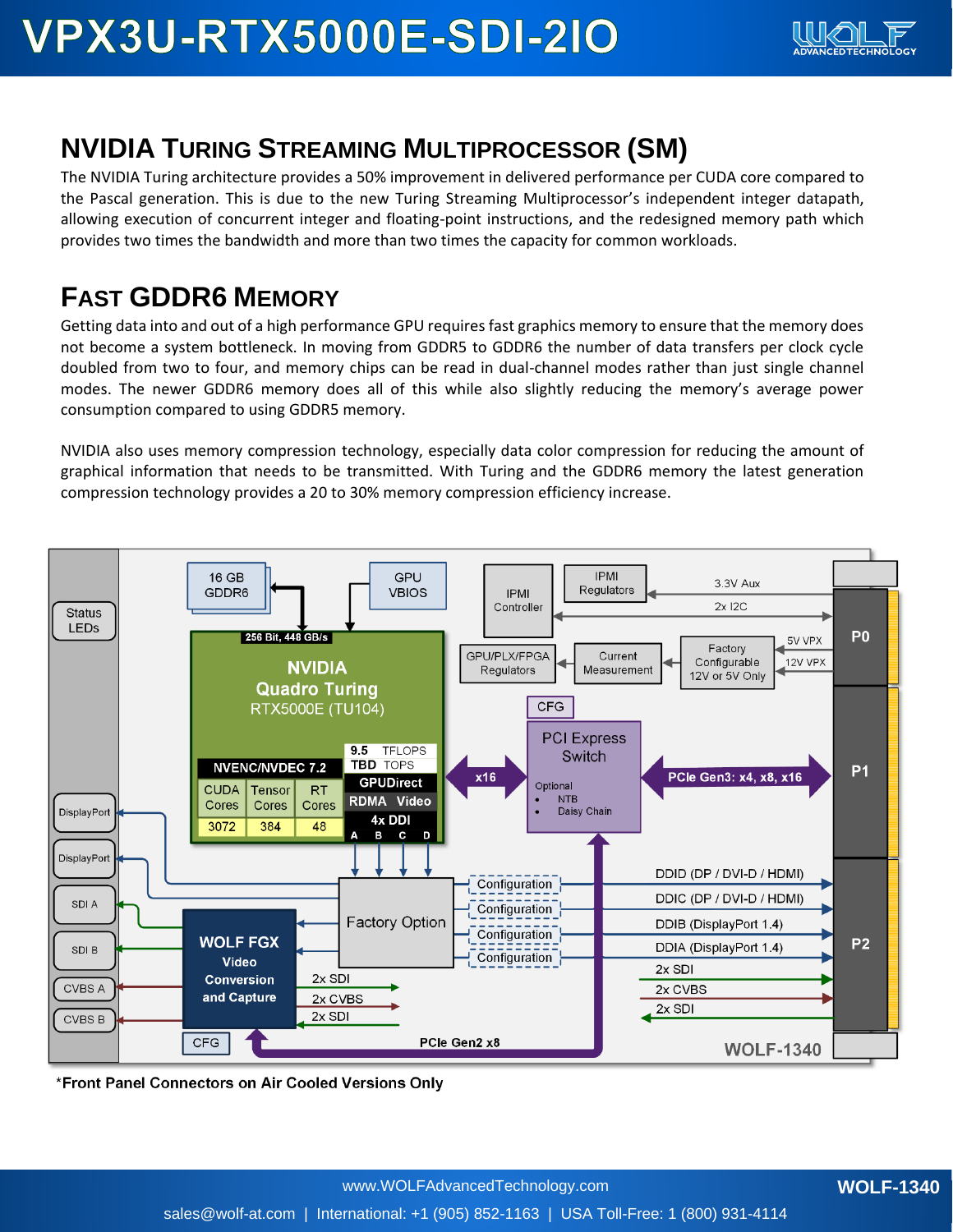## NVIDIA Turing Streaming Multiprocessor (SM)

The NVIDIA Turing architecture provides a 50% improvement in delivered performance per CUDA core compared to the Pascal generation. This is due to the new Turing Streaming Multiprocessor's independent integer datapath, allowing execution of concurrent integer and floating-point instructions, and the redesigned memory path which provides two times the bandwidth and more than two times the capacity for common workloads.

## Fast GDDR6 Memory

Getting data into and out of a high performance GPU requires fast graphics memory to ensure that the memory does not become a system bottleneck. In moving from GDDR5 to GDDR6 the number of data transfers per clock cycle doubled from two to four, and memory chips can be read in dual-channel modes rather than just single channel modes. The newer GDDR6 memory does all of this while also slightly reducing the memory's average power consumption compared to using GDDR5 memory.

NVIDIA also uses memory compression technology, especially data color compression for reducing the amount of graphical information that needs to be transmitted. With Turing and the GDDR6 memory the latest generation compression technology provides a 20 to 30% memory compression efficiency increase.

Status LEDs

16 GB GDDR6 | GPU VBIOS | IPMI Controller | IPMI Regulators | 3.3V Aux | 2x I2C

256 Bit, 448 GB/s

NVIDIA Quadro Turing RTX5000E (TU104)

| NVENC/NVDEC 7.2 | | |
|---|---|---|
| CUDA Cores | Tensor Cores | RT Cores |
| 3072 | 384 | 48 |

9.5 TFLOPS
TBD TOPS
GPUDirect RDMA Video
4x DDI A B C D

GPU/PLX/FPGA Regulators | Current Measurement | Factory Configurable 12V or 5V Only | 5V VPX | 12V VPX

CFG

x16 — PCI Express Switch (Optional: NTB, Daisy Chain) — PCIe Gen3: x4, x8, x16

P0 | P1 | P2

DisplayPort | DisplayPort | SDI A | SDI B | CVBS A | CVBS B

Factory Option — Configuration (x4)

DDID (DP / DVI-D / HDMI)
DDIC (DP / DVI-D / HDMI)
DDIB (DisplayPort 1.4)
DDIA (DisplayPort 1.4)
2x SDI
2x CVBS
2x SDI

WOLF FGX Video Conversion and Capture — 2x SDI, 2x CVBS, 2x SDI

CFG

PCIe Gen2 x8

WOLF-1340

*Front Panel Connectors on Air Cooled Versions Only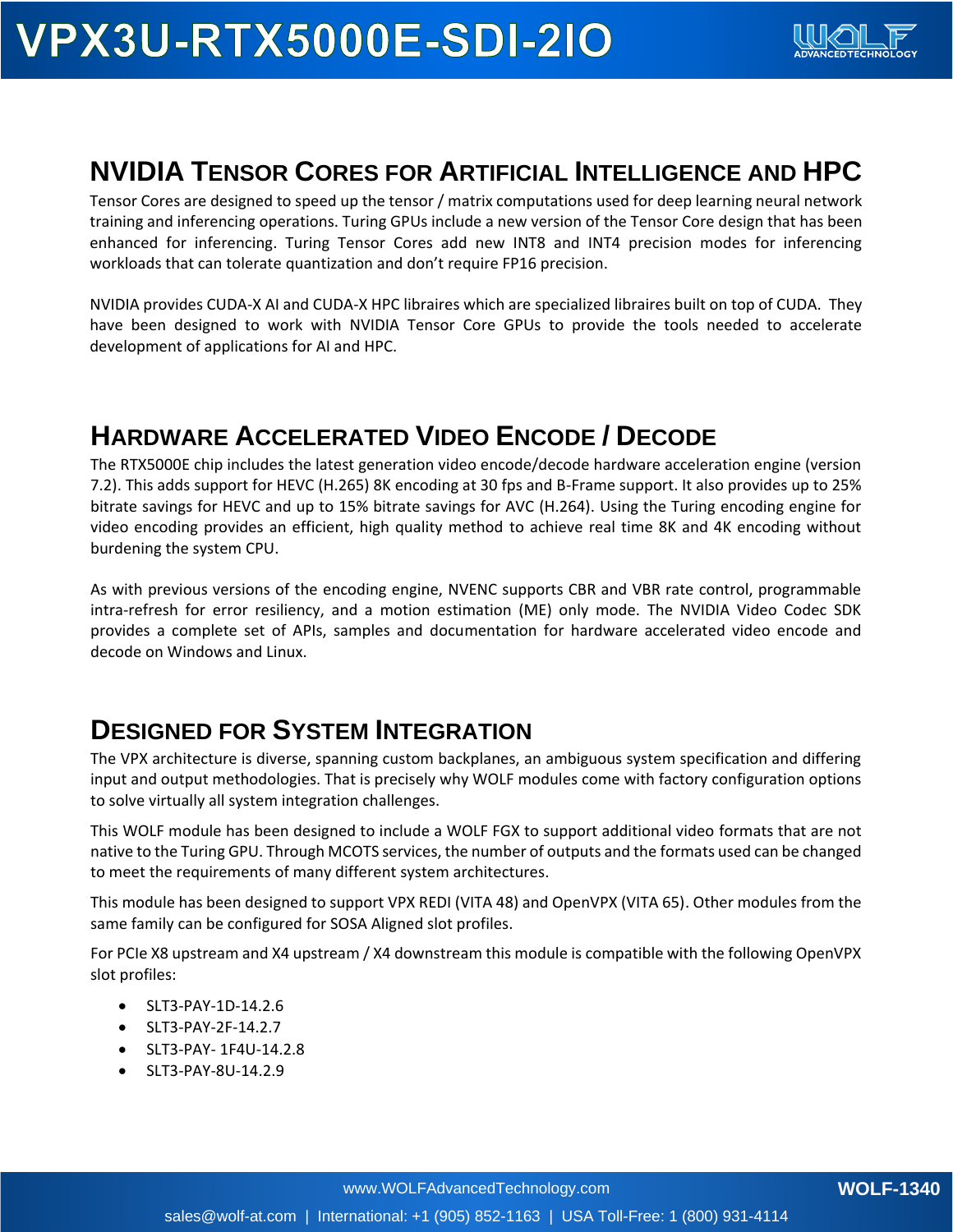## NVIDIA Tensor Cores for Artificial Intelligence and HPC

Tensor Cores are designed to speed up the tensor / matrix computations used for deep learning neural network training and inferencing operations. Turing GPUs include a new version of the Tensor Core design that has been enhanced for inferencing. Turing Tensor Cores add new INT8 and INT4 precision modes for inferencing workloads that can tolerate quantization and don't require FP16 precision.

NVIDIA provides CUDA-X AI and CUDA-X HPC libraires which are specialized libraires built on top of CUDA. They have been designed to work with NVIDIA Tensor Core GPUs to provide the tools needed to accelerate development of applications for AI and HPC.

## Hardware Accelerated Video Encode / Decode

The RTX5000E chip includes the latest generation video encode/decode hardware acceleration engine (version 7.2). This adds support for HEVC (H.265) 8K encoding at 30 fps and B-Frame support. It also provides up to 25% bitrate savings for HEVC and up to 15% bitrate savings for AVC (H.264). Using the Turing encoding engine for video encoding provides an efficient, high quality method to achieve real time 8K and 4K encoding without burdening the system CPU.

As with previous versions of the encoding engine, NVENC supports CBR and VBR rate control, programmable intra-refresh for error resiliency, and a motion estimation (ME) only mode. The NVIDIA Video Codec SDK provides a complete set of APIs, samples and documentation for hardware accelerated video encode and decode on Windows and Linux.

## Designed for System Integration

The VPX architecture is diverse, spanning custom backplanes, an ambiguous system specification and differing input and output methodologies. That is precisely why WOLF modules come with factory configuration options to solve virtually all system integration challenges.

This WOLF module has been designed to include a WOLF FGX to support additional video formats that are not native to the Turing GPU. Through MCOTS services, the number of outputs and the formats used can be changed to meet the requirements of many different system architectures.

This module has been designed to support VPX REDI (VITA 48) and OpenVPX (VITA 65). Other modules from the same family can be configured for SOSA Aligned slot profiles.

For PCIe X8 upstream and X4 upstream / X4 downstream this module is compatible with the following OpenVPX slot profiles:

- SLT3-PAY-1D-14.2.6
- SLT3-PAY-2F-14.2.7
- SLT3-PAY- 1F4U-14.2.8
- SLT3-PAY-8U-14.2.9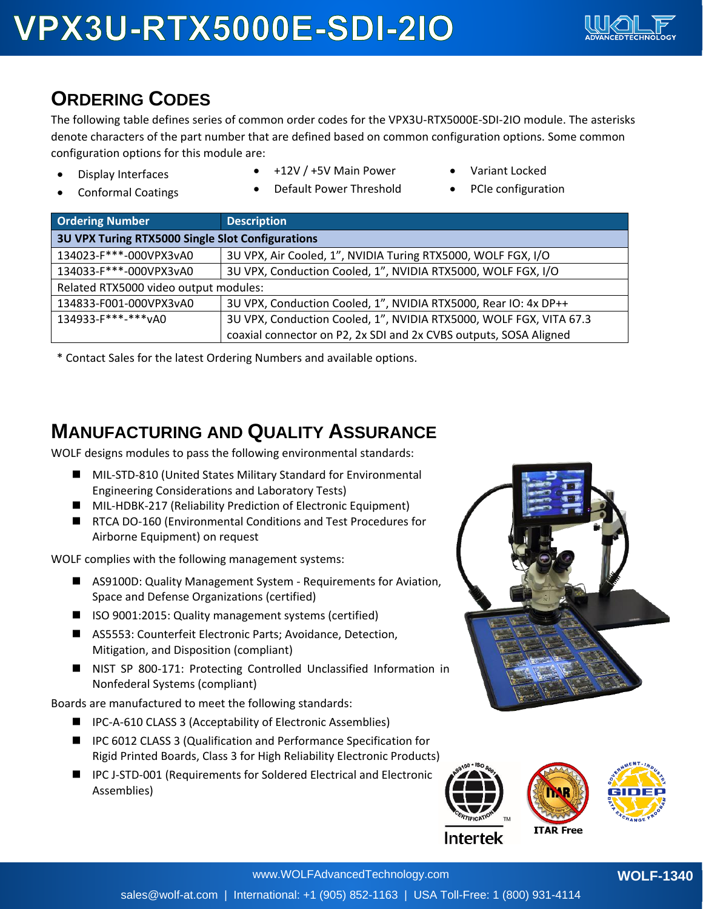## Ordering Codes

The following table defines series of common order codes for the VPX3U-RTX5000E-SDI-2IO module. The asterisks denote characters of the part number that are defined based on common configuration options. Some common configuration options for this module are:

- Display Interfaces
- Conformal Coatings
- +12V / +5V Main Power
- Default Power Threshold
- Variant Locked
- PCIe configuration

| Ordering Number | Description |
|---|---|
| **3U VPX Turing RTX5000 Single Slot Configurations** | |
| 134023-F***-000VPX3vA0 | 3U VPX, Air Cooled, 1”, NVIDIA Turing RTX5000, WOLF FGX, I/O |
| 134033-F***-000VPX3vA0 | 3U VPX, Conduction Cooled, 1”, NVIDIA RTX5000, WOLF FGX, I/O |
| Related RTX5000 video output modules: | |
| 134833-F001-000VPX3vA0 | 3U VPX, Conduction Cooled, 1”, NVIDIA RTX5000, Rear IO: 4x DP++ |
| 134933-F***-***vA0 | 3U VPX, Conduction Cooled, 1”, NVIDIA RTX5000, WOLF FGX, VITA 67.3 coaxial connector on P2, 2x SDI and 2x CVBS outputs, SOSA Aligned |

* Contact Sales for the latest Ordering Numbers and available options.

## Manufacturing and Quality Assurance

WOLF designs modules to pass the following environmental standards:

- MIL-STD-810 (United States Military Standard for Environmental Engineering Considerations and Laboratory Tests)
- MIL-HDBK-217 (Reliability Prediction of Electronic Equipment)
- RTCA DO-160 (Environmental Conditions and Test Procedures for Airborne Equipment) on request

WOLF complies with the following management systems:

- AS9100D: Quality Management System - Requirements for Aviation, Space and Defense Organizations (certified)
- ISO 9001:2015: Quality management systems (certified)
- AS5553: Counterfeit Electronic Parts; Avoidance, Detection, Mitigation, and Disposition (compliant)
- NIST SP 800-171: Protecting Controlled Unclassified Information in Nonfederal Systems (compliant)

Boards are manufactured to meet the following standards:

- IPC-A-610 CLASS 3 (Acceptability of Electronic Assemblies)
- IPC 6012 CLASS 3 (Qualification and Performance Specification for Rigid Printed Boards, Class 3 for High Reliability Electronic Products)
- IPC J-STD-001 (Requirements for Soldered Electrical and Electronic Assemblies)

ITAR Free